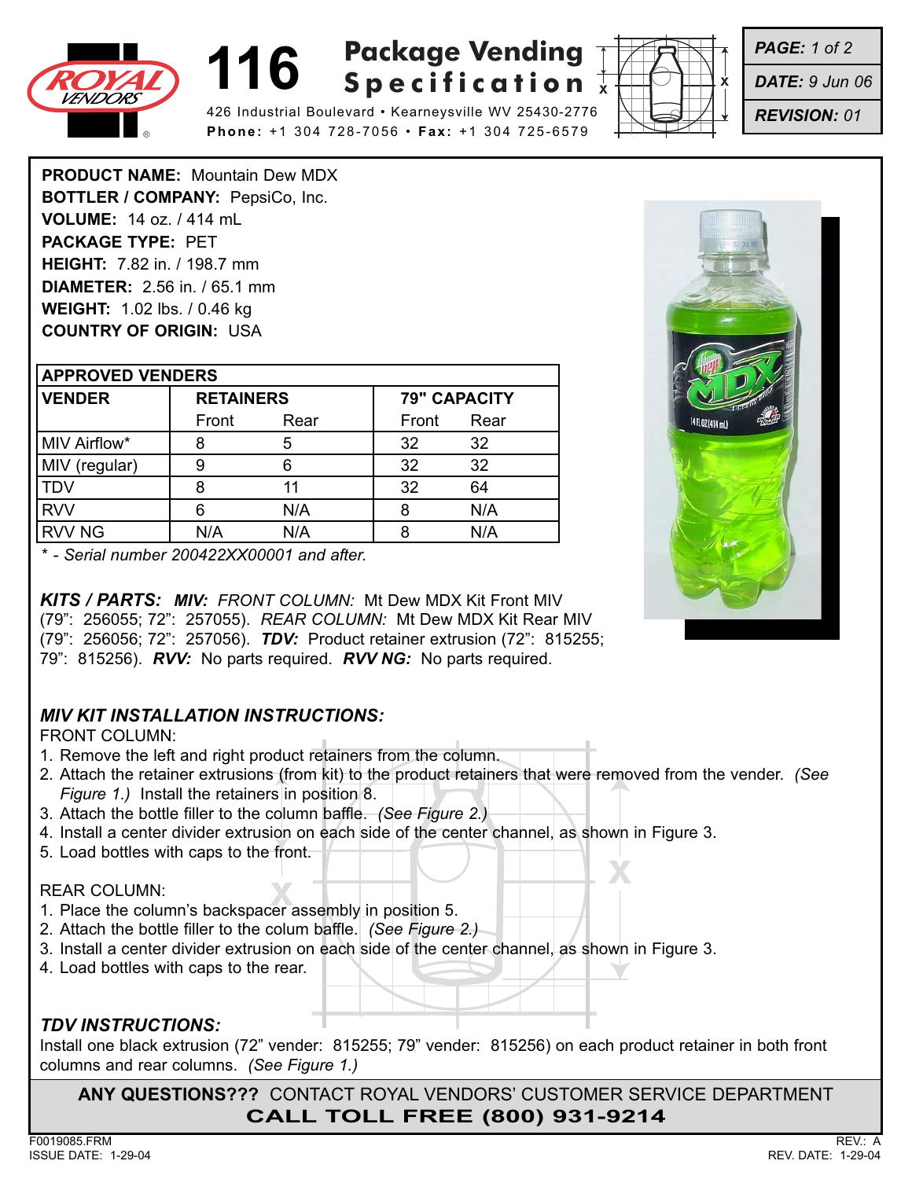# 116 Package Vending Specification

ROYAL VENDORS

426 Industrial Boulevard • Kearneysville WV 25430-2776

**Phone:** +1 304 728-7056 • **Fax:** +1 304 725-6579

***PAGE:*** *1 of 2*

***DATE:*** *9 Jun 06*

***REVISION:*** *01*

**PRODUCT NAME:** Mountain Dew MDX
**BOTTLER / COMPANY:** PepsiCo, Inc.
**VOLUME:** 14 oz. / 414 mL
**PACKAGE TYPE:** PET
**HEIGHT:** 7.82 in. / 198.7 mm
**DIAMETER:** 2.56 in. / 65.1 mm
**WEIGHT:** 1.02 lbs. / 0.46 kg
**COUNTRY OF ORIGIN:** USA

| **APPROVED VENDERS** | | | | |
|---|---|---|---|---|
| **VENDER** | **RETAINERS** | | **79" CAPACITY** | |
| | Front | Rear | Front | Rear |
| MIV Airflow* | 8 | 5 | 32 | 32 |
| MIV (regular) | 9 | 6 | 32 | 32 |
| TDV | 8 | 11 | 32 | 64 |
| RVV | 6 | N/A | 8 | N/A |
| RVV NG | N/A | N/A | 8 | N/A |

*\* - Serial number 200422XX00001 and after.*

***KITS / PARTS:*** ***MIV:*** *FRONT COLUMN:* Mt Dew MDX Kit Front MIV (79": 256055; 72": 257055). *REAR COLUMN:* Mt Dew MDX Kit Rear MIV (79": 256056; 72": 257056). ***TDV:*** Product retainer extrusion (72": 815255; 79": 815256). ***RVV:*** No parts required. ***RVV NG:*** No parts required.

### *MIV KIT INSTALLATION INSTRUCTIONS:*

FRONT COLUMN:

1. Remove the left and right product retainers from the column.
2. Attach the retainer extrusions (from kit) to the product retainers that were removed from the vender. *(See Figure 1.)* Install the retainers in position 8.
3. Attach the bottle filler to the column baffle. *(See Figure 2.)*
4. Install a center divider extrusion on each side of the center channel, as shown in Figure 3.
5. Load bottles with caps to the front.

REAR COLUMN:

1. Place the column's backspacer assembly in position 5.
2. Attach the bottle filler to the colum baffle. *(See Figure 2.)*
3. Install a center divider extrusion on each side of the center channel, as shown in Figure 3.
4. Load bottles with caps to the rear.

### *TDV INSTRUCTIONS:*

Install one black extrusion (72" vender: 815255; 79" vender: 815256) on each product retainer in both front columns and rear columns. *(See Figure 1.)*

**ANY QUESTIONS???** CONTACT ROYAL VENDORS' CUSTOMER SERVICE DEPARTMENT
**CALL TOLL FREE (800) 931-9214**

F0019085.FRM
ISSUE DATE: 1-29-04

REV.: A
REV. DATE: 1-29-04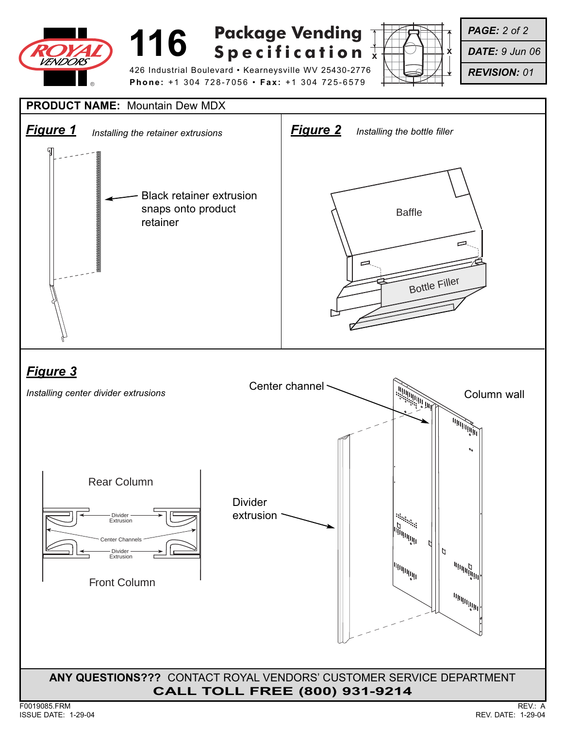# 116 Package Vending Specification

**ROYAL VENDORS**

426 Industrial Boulevard • Kearneysville WV 25430-2776

**Phone:** +1 304 728-7056 • **Fax:** +1 304 725-6579

**DATE:** 9 Jun 06

**REVISION:** 01

**PRODUCT NAME:** Mountain Dew MDX

## Figure 1

*Installing the retainer extrusions*

Black retainer extrusion snaps onto product retainer

## Figure 2

*Installing the bottle filler*

Baffle

Bottle Filler

## Figure 3

*Installing center divider extrusions*

Center channel

Column wall

Divider extrusion

Rear Column

Divider Extrusion

Center Channels

Divider Extrusion

Front Column

**ANY QUESTIONS???** CONTACT ROYAL VENDORS' CUSTOMER SERVICE DEPARTMENT

**CALL TOLL FREE (800) 931-9214**

F0019085.FRM
ISSUE DATE: 1-29-04

REV.: A
REV. DATE: 1-29-04